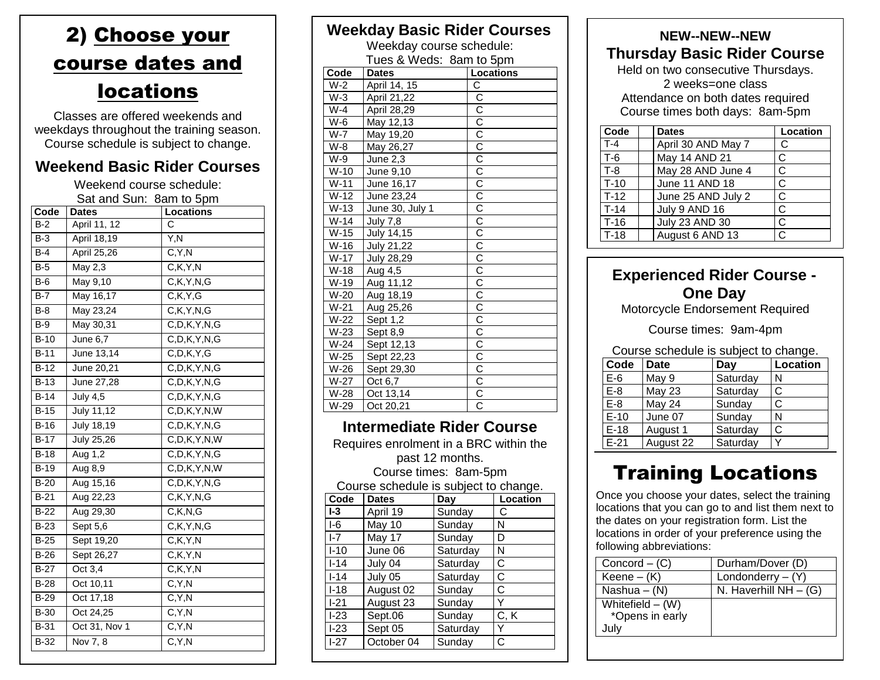# 2) Choose your course dates and locations

Classes are offered weekends and weekdays throughout the training season. Course schedule is subject to change.

## Weekend Basic Rider Courses

Weekend course schedule:
Sat and Sun: 8am to 5pm

| Code | Dates | Locations |
|---|---|---|
| B-2 | April 11, 12 | C |
| B-3 | April 18,19 | Y,N |
| B-4 | April 25,26 | C,Y,N |
| B-5 | May 2,3 | C,K,Y,N |
| B-6 | May 9,10 | C,K,Y,N,G |
| B-7 | May 16,17 | C,K,Y,G |
| B-8 | May 23,24 | C,K,Y,N,G |
| B-9 | May 30,31 | C,D,K,Y,N,G |
| B-10 | June 6,7 | C,D,K,Y,N,G |
| B-11 | June 13,14 | C,D,K,Y,G |
| B-12 | June 20,21 | C,D,K,Y,N,G |
| B-13 | June 27,28 | C,D,K,Y,N,G |
| B-14 | July 4,5 | C,D,K,Y,N,G |
| B-15 | July 11,12 | C,D,K,Y,N,W |
| B-16 | July 18,19 | C,D,K,Y,N,G |
| B-17 | July 25,26 | C,D,K,Y,N,W |
| B-18 | Aug 1,2 | C,D,K,Y,N,G |
| B-19 | Aug 8,9 | C,D,K,Y,N,W |
| B-20 | Aug 15,16 | C,D,K,Y,N,G |
| B-21 | Aug 22,23 | C,K,Y,N,G |
| B-22 | Aug 29,30 | C,K,N,G |
| B-23 | Sept 5,6 | C,K,Y,N,G |
| B-25 | Sept 19,20 | C,K,Y,N |
| B-26 | Sept 26,27 | C,K,Y,N |
| B-27 | Oct 3,4 | C,K,Y,N |
| B-28 | Oct 10,11 | C,Y,N |
| B-29 | Oct 17,18 | C,Y,N |
| B-30 | Oct 24,25 | C,Y,N |
| B-31 | Oct 31, Nov 1 | C,Y,N |
| B-32 | Nov 7, 8 | C,Y,N |

## Weekday Basic Rider Courses

Weekday course schedule:
Tues & Weds: 8am to 5pm

| Code | Dates | Locations |
|---|---|---|
| W-2 | April 14, 15 | C |
| W-3 | April 21,22 | C |
| W-4 | April 28,29 | C |
| W-6 | May 12,13 | C |
| W-7 | May 19,20 | C |
| W-8 | May 26,27 | C |
| W-9 | June 2,3 | C |
| W-10 | June 9,10 | C |
| W-11 | June 16,17 | C |
| W-12 | June 23,24 | C |
| W-13 | June 30, July 1 | C |
| W-14 | July 7,8 | C |
| W-15 | July 14,15 | C |
| W-16 | July 21,22 | C |
| W-17 | July 28,29 | C |
| W-18 | Aug 4,5 | C |
| W-19 | Aug 11,12 | C |
| W-20 | Aug 18,19 | C |
| W-21 | Aug 25,26 | C |
| W-22 | Sept 1,2 | C |
| W-23 | Sept 8,9 | C |
| W-24 | Sept 12,13 | C |
| W-25 | Sept 22,23 | C |
| W-26 | Sept 29,30 | C |
| W-27 | Oct 6,7 | C |
| W-28 | Oct 13,14 | C |
| W-29 | Oct 20,21 | C |

## Intermediate Rider Course

Requires enrolment in a BRC within the past 12 months.
Course times: 8am-5pm
Course schedule is subject to change.

| Code | Dates | Day | Location |
|---|---|---|---|
| **I-3** | April 19 | Sunday | C |
| I-6 | May 10 | Sunday | N |
| I-7 | May 17 | Sunday | D |
| I-10 | June 06 | Saturday | N |
| I-14 | July 04 | Saturday | C |
| I-14 | July 05 | Saturday | C |
| I-18 | August 02 | Sunday | C |
| I-21 | August 23 | Sunday | Y |
| I-23 | Sept.06 | Sunday | C, K |
| I-23 | Sept 05 | Saturday | Y |
| I-27 | October 04 | Sunday | C |

## NEW--NEW--NEW Thursday Basic Rider Course

Held on two consecutive Thursdays.
2 weeks=one class
Attendance on both dates required
Course times both days: 8am-5pm

| Code | Dates | Location |
|---|---|---|
| T-4 | April 30 AND May 7 | C |
| T-6 | May 14 AND 21 | C |
| T-8 | May 28 AND June 4 | C |
| T-10 | June 11 AND 18 | C |
| T-12 | June 25 AND July 2 | C |
| T-14 | July 9 AND 16 | C |
| T-16 | July 23 AND 30 | C |
| T-18 | August 6 AND 13 | C |

## Experienced Rider Course - One Day

Motorcycle Endorsement Required

Course times: 9am-4pm

Course schedule is subject to change.

| Code | Date | Day | Location |
|---|---|---|---|
| E-6 | May 9 | Saturday | N |
| E-8 | May 23 | Saturday | C |
| E-8 | May 24 | Sunday | C |
| E-10 | June 07 | Sunday | N |
| E-18 | August 1 | Saturday | C |
| E-21 | August 22 | Saturday | Y |

# Training Locations

Once you choose your dates, select the training locations that you can go to and list them next to the dates on your registration form. List the locations in order of your preference using the following abbreviations:

| | |
|---|---|
| Concord – (C) | Durham/Dover (D) |
| Keene – (K) | Londonderry – (Y) |
| Nashua – (N) | N. Haverhill NH – (G) |
| Whitefield – (W) *Opens in early July | |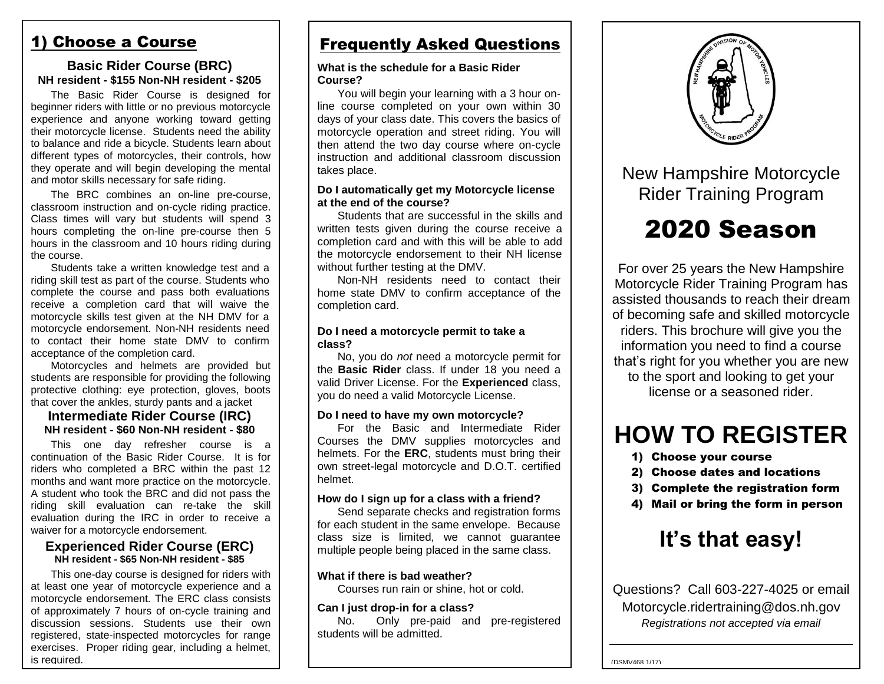## 1) Choose a Course

### Basic Rider Course (BRC)

**NH resident - $155 Non-NH resident - $205**

The Basic Rider Course is designed for beginner riders with little or no previous motorcycle experience and anyone working toward getting their motorcycle license. Students need the ability to balance and ride a bicycle. Students learn about different types of motorcycles, their controls, how they operate and will begin developing the mental and motor skills necessary for safe riding.

The BRC combines an on-line pre-course, classroom instruction and on-cycle riding practice. Class times will vary but students will spend 3 hours completing the on-line pre-course then 5 hours in the classroom and 10 hours riding during the course.

Students take a written knowledge test and a riding skill test as part of the course. Students who complete the course and pass both evaluations receive a completion card that will waive the motorcycle skills test given at the NH DMV for a motorcycle endorsement. Non-NH residents need to contact their home state DMV to confirm acceptance of the completion card.

Motorcycles and helmets are provided but students are responsible for providing the following protective clothing: eye protection, gloves, boots that cover the ankles, sturdy pants and a jacket

### Intermediate Rider Course (IRC)

**NH resident - $60 Non-NH resident - $80**

This one day refresher course is a continuation of the Basic Rider Course. It is for riders who completed a BRC within the past 12 months and want more practice on the motorcycle. A student who took the BRC and did not pass the riding skill evaluation can re-take the skill evaluation during the IRC in order to receive a waiver for a motorcycle endorsement.

### Experienced Rider Course (ERC)

**NH resident - $65 Non-NH resident - $85**

This one-day course is designed for riders with at least one year of motorcycle experience and a motorcycle endorsement. The ERC class consists of approximately 7 hours of on-cycle training and discussion sessions. Students use their own registered, state-inspected motorcycles for range exercises. Proper riding gear, including a helmet, is required.

## Frequently Asked Questions

**What is the schedule for a Basic Rider Course?**

You will begin your learning with a 3 hour on-line course completed on your own within 30 days of your class date. This covers the basics of motorcycle operation and street riding. You will then attend the two day course where on-cycle instruction and additional classroom discussion takes place.

**Do I automatically get my Motorcycle license at the end of the course?**

Students that are successful in the skills and written tests given during the course receive a completion card and with this will be able to add the motorcycle endorsement to their NH license without further testing at the DMV.

Non-NH residents need to contact their home state DMV to confirm acceptance of the completion card.

**Do I need a motorcycle permit to take a class?**

No, you do *not* need a motorcycle permit for the **Basic Rider** class. If under 18 you need a valid Driver License. For the **Experienced** class, you do need a valid Motorcycle License.

**Do I need to have my own motorcycle?**

For the Basic and Intermediate Rider Courses the DMV supplies motorcycles and helmets. For the **ERC**, students must bring their own street-legal motorcycle and D.O.T. certified helmet.

**How do I sign up for a class with a friend?**

Send separate checks and registration forms for each student in the same envelope. Because class size is limited, we cannot guarantee multiple people being placed in the same class.

**What if there is bad weather?**

Courses run rain or shine, hot or cold.

**Can I just drop-in for a class?**

No. Only pre-paid and pre-registered students will be admitted.

New Hampshire Division of Motor Vehicles Motorcycle Rider Program

New Hampshire Motorcycle Rider Training Program

# 2020 Season

For over 25 years the New Hampshire Motorcycle Rider Training Program has assisted thousands to reach their dream of becoming safe and skilled motorcycle riders. This brochure will give you the information you need to find a course that's right for you whether you are new to the sport and looking to get your license or a seasoned rider.

# HOW TO REGISTER

1) Choose your course
2) Choose dates and locations
3) Complete the registration form
4) Mail or bring the form in person

## It's that easy!

Questions? Call 603-227-4025 or email Motorcycle.ridertraining@dos.nh.gov

*Registrations not accepted via email*

(DSMV468 1/17)